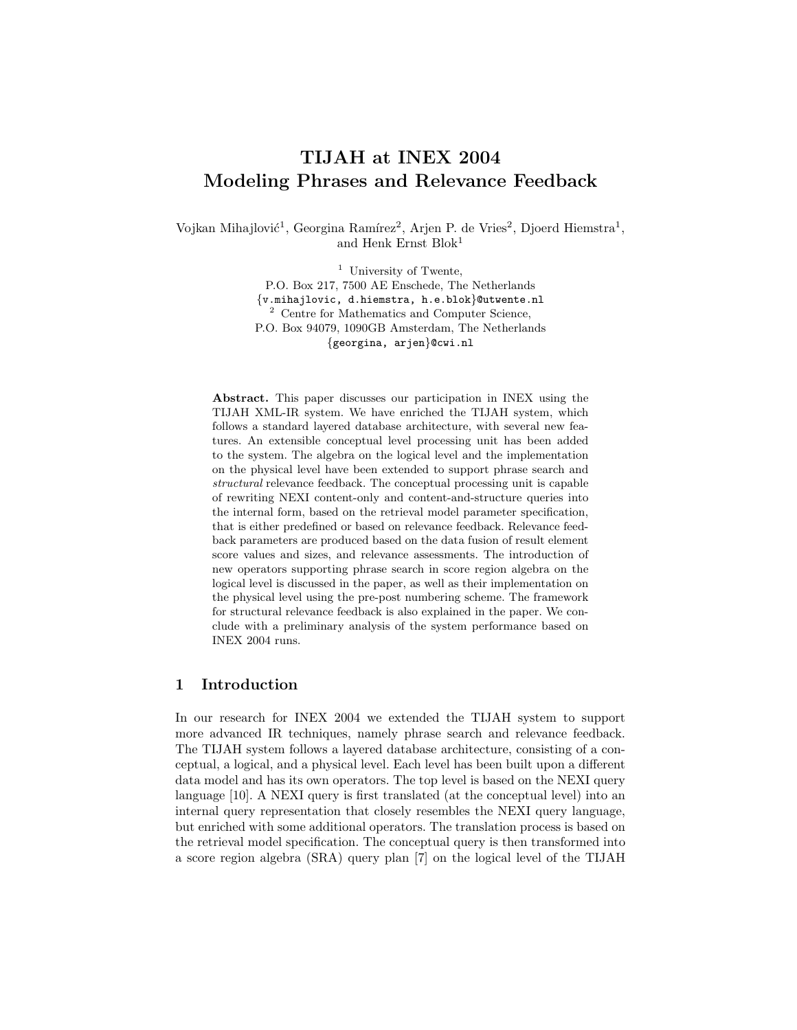# TIJAH at INEX 2004
# Modeling Phrases and Relevance Feedback

Vojkan Mihajlović[1], Georgina Ramírez[2], Arjen P. de Vries[2], Djoerd Hiemstra[1], and Henk Ernst Blok[1]

[1] University of Twente,
P.O. Box 217, 7500 AE Enschede, The Netherlands
{v.mihajlovic, d.hiemstra, h.e.blok}@utwente.nl

[2] Centre for Mathematics and Computer Science,
P.O. Box 94079, 1090GB Amsterdam, The Netherlands
{georgina, arjen}@cwi.nl

**Abstract.** This paper discusses our participation in INEX using the TIJAH XML-IR system. We have enriched the TIJAH system, which follows a standard layered database architecture, with several new features. An extensible conceptual level processing unit has been added to the system. The algebra on the logical level and the implementation on the physical level have been extended to support phrase search and *structural* relevance feedback. The conceptual processing unit is capable of rewriting NEXI content-only and content-and-structure queries into the internal form, based on the retrieval model parameter specification, that is either predefined or based on relevance feedback. Relevance feedback parameters are produced based on the data fusion of result element score values and sizes, and relevance assessments. The introduction of new operators supporting phrase search in score region algebra on the logical level is discussed in the paper, as well as their implementation on the physical level using the pre-post numbering scheme. The framework for structural relevance feedback is also explained in the paper. We conclude with a preliminary analysis of the system performance based on INEX 2004 runs.

## 1 Introduction

In our research for INEX 2004 we extended the TIJAH system to support more advanced IR techniques, namely phrase search and relevance feedback. The TIJAH system follows a layered database architecture, consisting of a conceptual, a logical, and a physical level. Each level has been built upon a different data model and has its own operators. The top level is based on the NEXI query language [10]. A NEXI query is first translated (at the conceptual level) into an internal query representation that closely resembles the NEXI query language, but enriched with some additional operators. The translation process is based on the retrieval model specification. The conceptual query is then transformed into a score region algebra (SRA) query plan [7] on the logical level of the TIJAH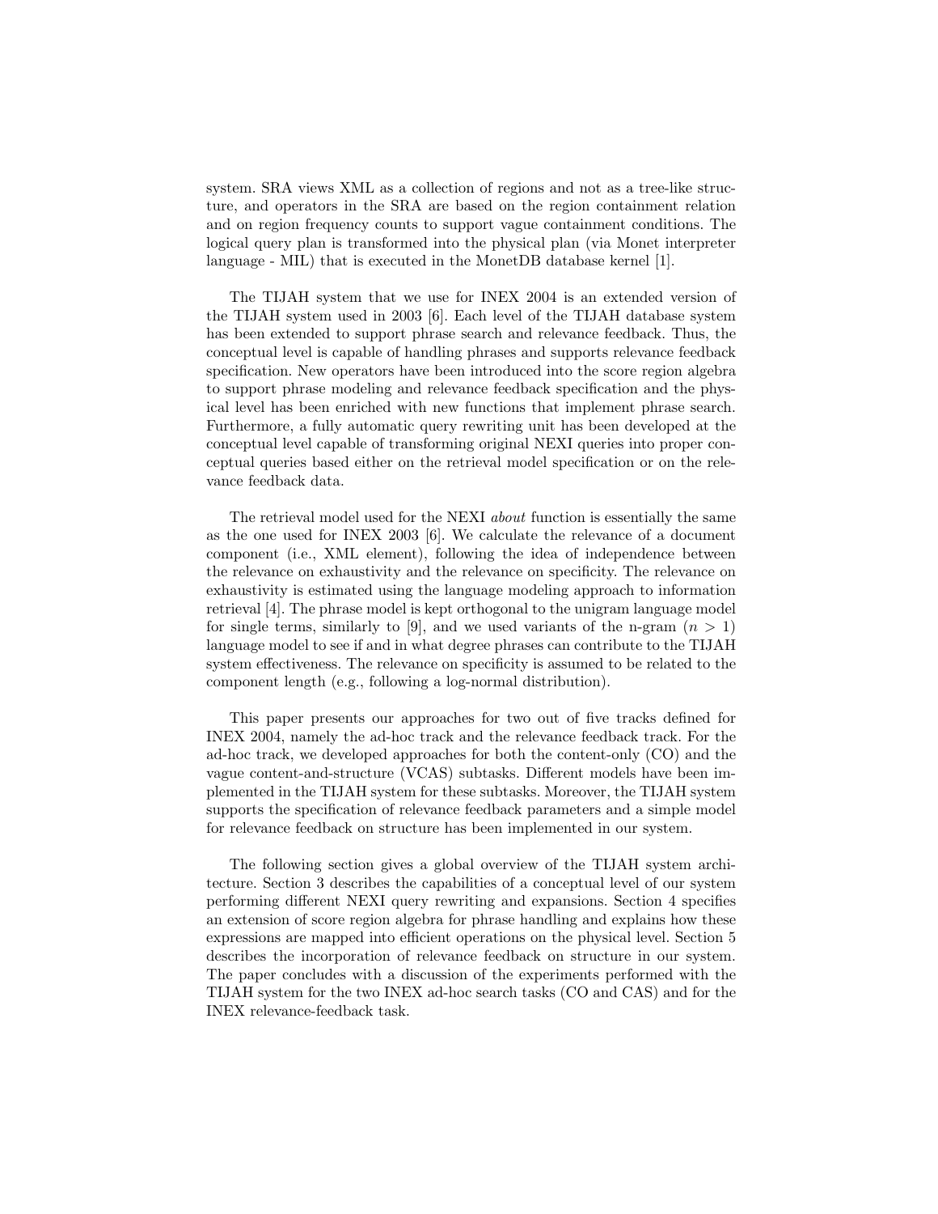system. SRA views XML as a collection of regions and not as a tree-like structure, and operators in the SRA are based on the region containment relation and on region frequency counts to support vague containment conditions. The logical query plan is transformed into the physical plan (via Monet interpreter language - MIL) that is executed in the MonetDB database kernel [1].

The TIJAH system that we use for INEX 2004 is an extended version of the TIJAH system used in 2003 [6]. Each level of the TIJAH database system has been extended to support phrase search and relevance feedback. Thus, the conceptual level is capable of handling phrases and supports relevance feedback specification. New operators have been introduced into the score region algebra to support phrase modeling and relevance feedback specification and the physical level has been enriched with new functions that implement phrase search. Furthermore, a fully automatic query rewriting unit has been developed at the conceptual level capable of transforming original NEXI queries into proper conceptual queries based either on the retrieval model specification or on the relevance feedback data.

The retrieval model used for the NEXI *about* function is essentially the same as the one used for INEX 2003 [6]. We calculate the relevance of a document component (i.e., XML element), following the idea of independence between the relevance on exhaustivity and the relevance on specificity. The relevance on exhaustivity is estimated using the language modeling approach to information retrieval [4]. The phrase model is kept orthogonal to the unigram language model for single terms, similarly to [9], and we used variants of the n-gram ($n > 1$) language model to see if and in what degree phrases can contribute to the TIJAH system effectiveness. The relevance on specificity is assumed to be related to the component length (e.g., following a log-normal distribution).

This paper presents our approaches for two out of five tracks defined for INEX 2004, namely the ad-hoc track and the relevance feedback track. For the ad-hoc track, we developed approaches for both the content-only (CO) and the vague content-and-structure (VCAS) subtasks. Different models have been implemented in the TIJAH system for these subtasks. Moreover, the TIJAH system supports the specification of relevance feedback parameters and a simple model for relevance feedback on structure has been implemented in our system.

The following section gives a global overview of the TIJAH system architecture. Section 3 describes the capabilities of a conceptual level of our system performing different NEXI query rewriting and expansions. Section 4 specifies an extension of score region algebra for phrase handling and explains how these expressions are mapped into efficient operations on the physical level. Section 5 describes the incorporation of relevance feedback on structure in our system. The paper concludes with a discussion of the experiments performed with the TIJAH system for the two INEX ad-hoc search tasks (CO and CAS) and for the INEX relevance-feedback task.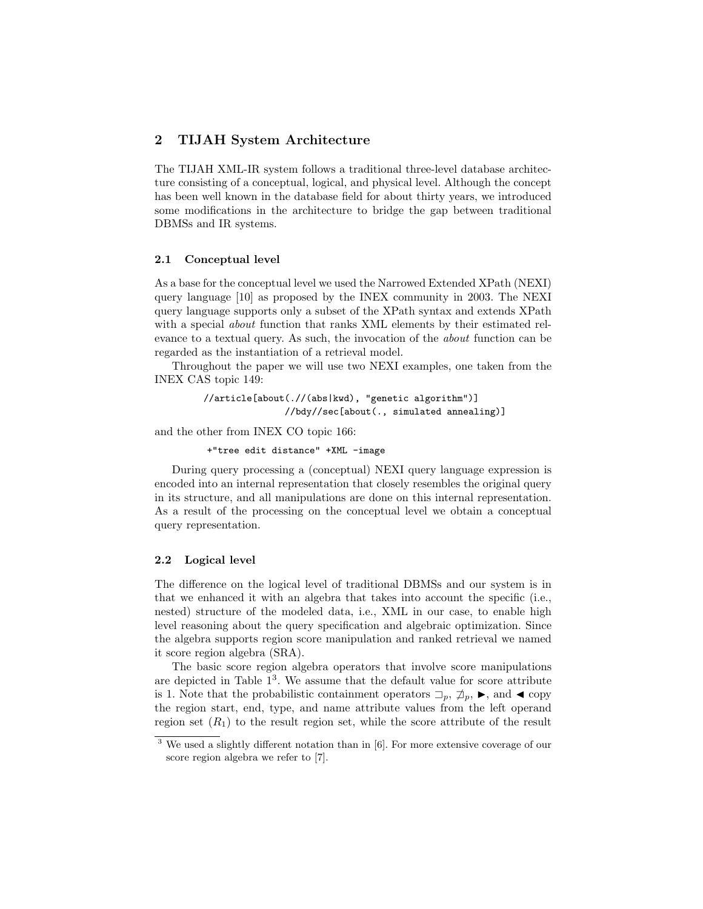## 2 TIJAH System Architecture

The TIJAH XML-IR system follows a traditional three-level database architecture consisting of a conceptual, logical, and physical level. Although the concept has been well known in the database field for about thirty years, we introduced some modifications in the architecture to bridge the gap between traditional DBMSs and IR systems.

### 2.1 Conceptual level

As a base for the conceptual level we used the Narrowed Extended XPath (NEXI) query language [10] as proposed by the INEX community in 2003. The NEXI query language supports only a subset of the XPath syntax and extends XPath with a special *about* function that ranks XML elements by their estimated relevance to a textual query. As such, the invocation of the *about* function can be regarded as the instantiation of a retrieval model.

Throughout the paper we will use two NEXI examples, one taken from the INEX CAS topic 149:

```
//article[about(.//(abs|kwd), "genetic algorithm")]
                //bdy//sec[about(., simulated annealing)]
```

and the other from INEX CO topic 166:

```
+"tree edit distance" +XML -image
```

During query processing a (conceptual) NEXI query language expression is encoded into an internal representation that closely resembles the original query in its structure, and all manipulations are done on this internal representation. As a result of the processing on the conceptual level we obtain a conceptual query representation.

### 2.2 Logical level

The difference on the logical level of traditional DBMSs and our system is in that we enhanced it with an algebra that takes into account the specific (i.e., nested) structure of the modeled data, i.e., XML in our case, to enable high level reasoning about the query specification and algebraic optimization. Since the algebra supports region score manipulation and ranked retrieval we named it score region algebra (SRA).

The basic score region algebra operators that involve score manipulations are depicted in Table 1[3]. We assume that the default value for score attribute is 1. Note that the probabilistic containment operators $\sqsupset_p$, $\not\sqsupset_p$, $\blacktriangleright$, and $\blacktriangleleft$ copy the region start, end, type, and name attribute values from the left operand region set ($R_1$) to the result region set, while the score attribute of the result

[3] We used a slightly different notation than in [6]. For more extensive coverage of our score region algebra we refer to [7].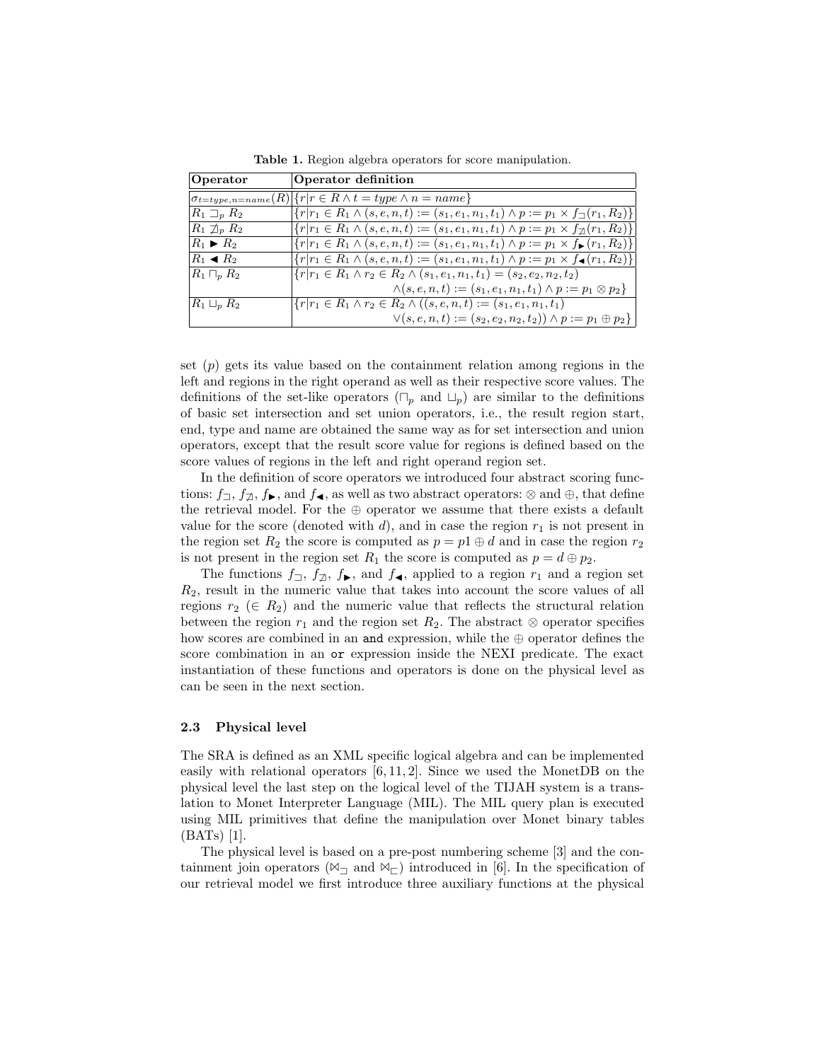**Table 1.** Region algebra operators for score manipulation.

| Operator | Operator definition |
|---|---|
| $\sigma_{t=type,n=name}(R)$ | $\{r \mid r \in R \wedge t = type \wedge n = name\}$ |
| $R_1 \sqsupset_p R_2$ | $\{r \mid r_1 \in R_1 \wedge (s,e,n,t) := (s_1,e_1,n_1,t_1) \wedge p := p_1 \times f_{\sqsupset}(r_1,R_2)\}$ |
| $R_1 \not\sqsupset_p R_2$ | $\{r \mid r_1 \in R_1 \wedge (s,e,n,t) := (s_1,e_1,n_1,t_1) \wedge p := p_1 \times f_{\not\sqsupset}(r_1,R_2)\}$ |
| $R_1 \blacktriangleright R_2$ | $\{r \mid r_1 \in R_1 \wedge (s,e,n,t) := (s_1,e_1,n_1,t_1) \wedge p := p_1 \times f_{\blacktriangleright}(r_1,R_2)\}$ |
| $R_1 \blacktriangleleft R_2$ | $\{r \mid r_1 \in R_1 \wedge (s,e,n,t) := (s_1,e_1,n_1,t_1) \wedge p := p_1 \times f_{\blacktriangleleft}(r_1,R_2)\}$ |
| $R_1 \sqcap_p R_2$ | $\{r \mid r_1 \in R_1 \wedge r_2 \in R_2 \wedge (s_1,e_1,n_1,t_1) = (s_2,e_2,n_2,t_2)$ $\wedge (s,e,n,t) := (s_1,e_1,n_1,t_1) \wedge p := p_1 \otimes p_2\}$ |
| $R_1 \sqcup_p R_2$ | $\{r \mid r_1 \in R_1 \wedge r_2 \in R_2 \wedge ((s,e,n,t) := (s_1,e_1,n_1,t_1)$ $\vee (s,e,n,t) := (s_2,e_2,n_2,t_2)) \wedge p := p_1 \oplus p_2\}$ |

set ($p$) gets its value based on the containment relation among regions in the left and regions in the right operand as well as their respective score values. The definitions of the set-like operators ($\sqcap_p$ and $\sqcup_p$) are similar to the definitions of basic set intersection and set union operators, i.e., the result region start, end, type and name are obtained the same way as for set intersection and union operators, except that the result score value for regions is defined based on the score values of regions in the left and right operand region set.

In the definition of score operators we introduced four abstract scoring functions: $f_{\sqsupset}$, $f_{\not\sqsupset}$, $f_{\blacktriangleright}$, and $f_{\blacktriangleleft}$, as well as two abstract operators: $\otimes$ and $\oplus$, that define the retrieval model. For the $\oplus$ operator we assume that there exists a default value for the score (denoted with $d$), and in case the region $r_1$ is not present in the region set $R_2$ the score is computed as $p = p1 \oplus d$ and in case the region $r_2$ is not present in the region set $R_1$ the score is computed as $p = d \oplus p_2$.

The functions $f_{\sqsupset}$, $f_{\not\sqsupset}$, $f_{\blacktriangleright}$, and $f_{\blacktriangleleft}$, applied to a region $r_1$ and a region set $R_2$, result in the numeric value that takes into account the score values of all regions $r_2$ ($\in R_2$) and the numeric value that reflects the structural relation between the region $r_1$ and the region set $R_2$. The abstract $\otimes$ operator specifies how scores are combined in an `and` expression, while the $\oplus$ operator defines the score combination in an `or` expression inside the NEXI predicate. The exact instantiation of these functions and operators is done on the physical level as can be seen in the next section.

### 2.3 Physical level

The SRA is defined as an XML specific logical algebra and can be implemented easily with relational operators [6, 11, 2]. Since we used the MonetDB on the physical level the last step on the logical level of the TIJAH system is a translation to Monet Interpreter Language (MIL). The MIL query plan is executed using MIL primitives that define the manipulation over Monet binary tables (BATs) [1].

The physical level is based on a pre-post numbering scheme [3] and the containment join operators ($\bowtie_{\sqsupset}$ and $\bowtie_{\sqsubset}$) introduced in [6]. In the specification of our retrieval model we first introduce three auxiliary functions at the physical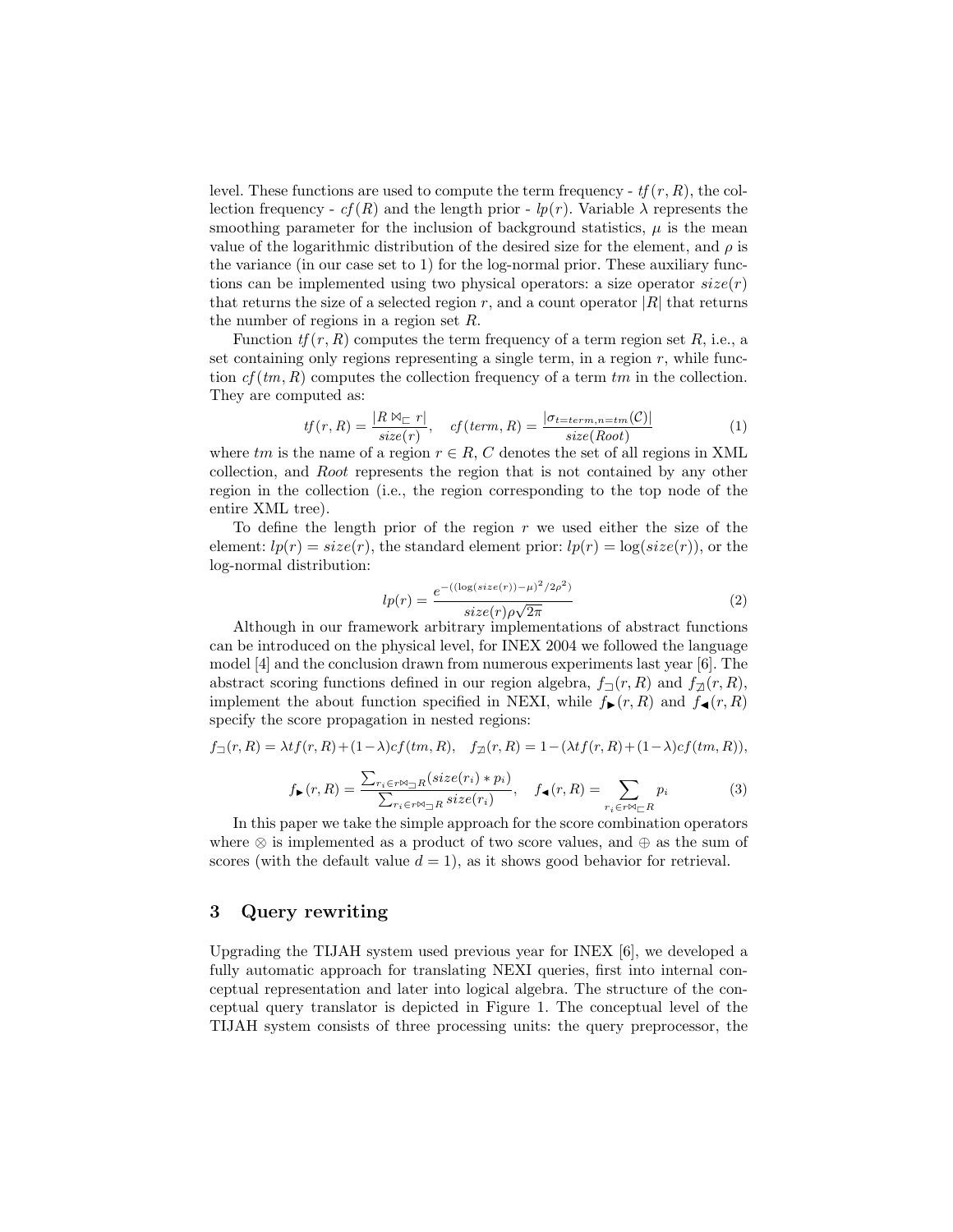level. These functions are used to compute the term frequency - $tf(r, R)$, the collection frequency - $cf(R)$ and the length prior - $lp(r)$. Variable $\lambda$ represents the smoothing parameter for the inclusion of background statistics, $\mu$ is the mean value of the logarithmic distribution of the desired size for the element, and $\rho$ is the variance (in our case set to 1) for the log-normal prior. These auxiliary functions can be implemented using two physical operators: a size operator $size(r)$ that returns the size of a selected region $r$, and a count operator $|R|$ that returns the number of regions in a region set $R$.

Function $tf(r, R)$ computes the term frequency of a term region set $R$, i.e., a set containing only regions representing a single term, in a region $r$, while function $cf(tm, R)$ computes the collection frequency of a term $tm$ in the collection. They are computed as:

$$tf(r, R) = \frac{|R \bowtie_{\sqsubset} r|}{size(r)}, \quad cf(term, R) = \frac{|\sigma_{t=term, n=tm}(\mathcal{C})|}{size(Root)} \tag{1}$$

where $tm$ is the name of a region $r \in R$, $C$ denotes the set of all regions in XML collection, and $Root$ represents the region that is not contained by any other region in the collection (i.e., the region corresponding to the top node of the entire XML tree).

To define the length prior of the region $r$ we used either the size of the element: $lp(r) = size(r)$, the standard element prior: $lp(r) = \log(size(r))$, or the log-normal distribution:

$$lp(r) = \frac{e^{-((\log(size(r)) - \mu)^2 / 2\rho^2)}}{size(r)\rho\sqrt{2\pi}} \tag{2}$$

Although in our framework arbitrary implementations of abstract functions can be introduced on the physical level, for INEX 2004 we followed the language model [4] and the conclusion drawn from numerous experiments last year [6]. The abstract scoring functions defined in our region algebra, $f_{\sqsupset}(r, R)$ and $f_{\not\sqsupset}(r, R)$, implement the about function specified in NEXI, while $f_{\blacktriangleright}(r, R)$ and $f_{\blacktriangleleft}(r, R)$ specify the score propagation in nested regions:

$$f_{\sqsupset}(r, R) = \lambda tf(r, R) + (1-\lambda) cf(tm, R), \quad f_{\not\sqsupset}(r, R) = 1 - (\lambda tf(r, R) + (1-\lambda) cf(tm, R)),$$

$$f_{\blacktriangleright}(r, R) = \frac{\sum_{r_i \in r \bowtie_{\sqsupset} R} (size(r_i) * p_i)}{\sum_{r_i \in r \bowtie_{\sqsupset} R} size(r_i)}, \quad f_{\blacktriangleleft}(r, R) = \sum_{r_i \in r \bowtie_{\sqsubset} R} p_i \tag{3}$$

In this paper we take the simple approach for the score combination operators where $\otimes$ is implemented as a product of two score values, and $\oplus$ as the sum of scores (with the default value $d = 1$), as it shows good behavior for retrieval.

## 3 Query rewriting

Upgrading the TIJAH system used previous year for INEX [6], we developed a fully automatic approach for translating NEXI queries, first into internal conceptual representation and later into logical algebra. The structure of the conceptual query translator is depicted in Figure 1. The conceptual level of the TIJAH system consists of three processing units: the query preprocessor, the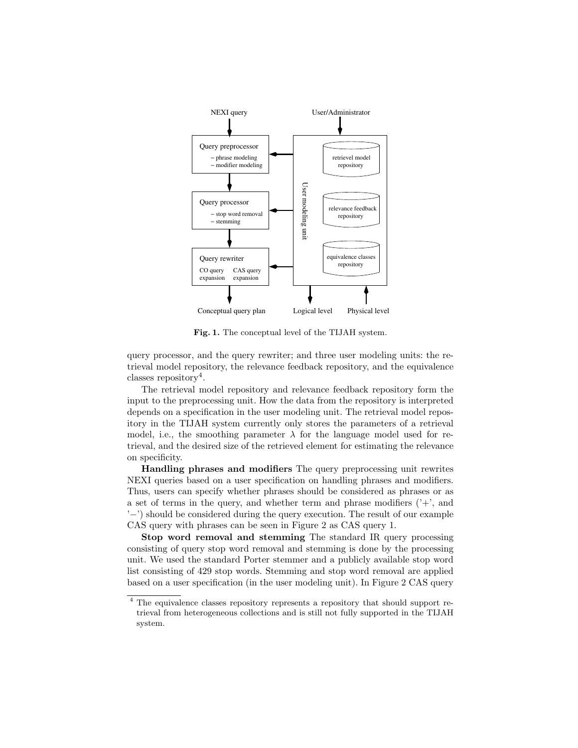Fig. 1. The conceptual level of the TIJAH system.

query processor, and the query rewriter; and three user modeling units: the retrieval model repository, the relevance feedback repository, and the equivalence classes repository[4].

The retrieval model repository and relevance feedback repository form the input to the preprocessing unit. How the data from the repository is interpreted depends on a specification in the user modeling unit. The retrieval model repository in the TIJAH system currently only stores the parameters of a retrieval model, i.e., the smoothing parameter $\lambda$ for the language model used for retrieval, and the desired size of the retrieved element for estimating the relevance on specificity.

**Handling phrases and modifiers** The query preprocessing unit rewrites NEXI queries based on a user specification on handling phrases and modifiers. Thus, users can specify whether phrases should be considered as phrases or as a set of terms in the query, and whether term and phrase modifiers ('+', and '−') should be considered during the query execution. The result of our example CAS query with phrases can be seen in Figure 2 as CAS query 1.

**Stop word removal and stemming** The standard IR query processing consisting of query stop word removal and stemming is done by the processing unit. We used the standard Porter stemmer and a publicly available stop word list consisting of 429 stop words. Stemming and stop word removal are applied based on a user specification (in the user modeling unit). In Figure 2 CAS query

[4] The equivalence classes repository represents a repository that should support retrieval from heterogeneous collections and is still not fully supported in the TIJAH system.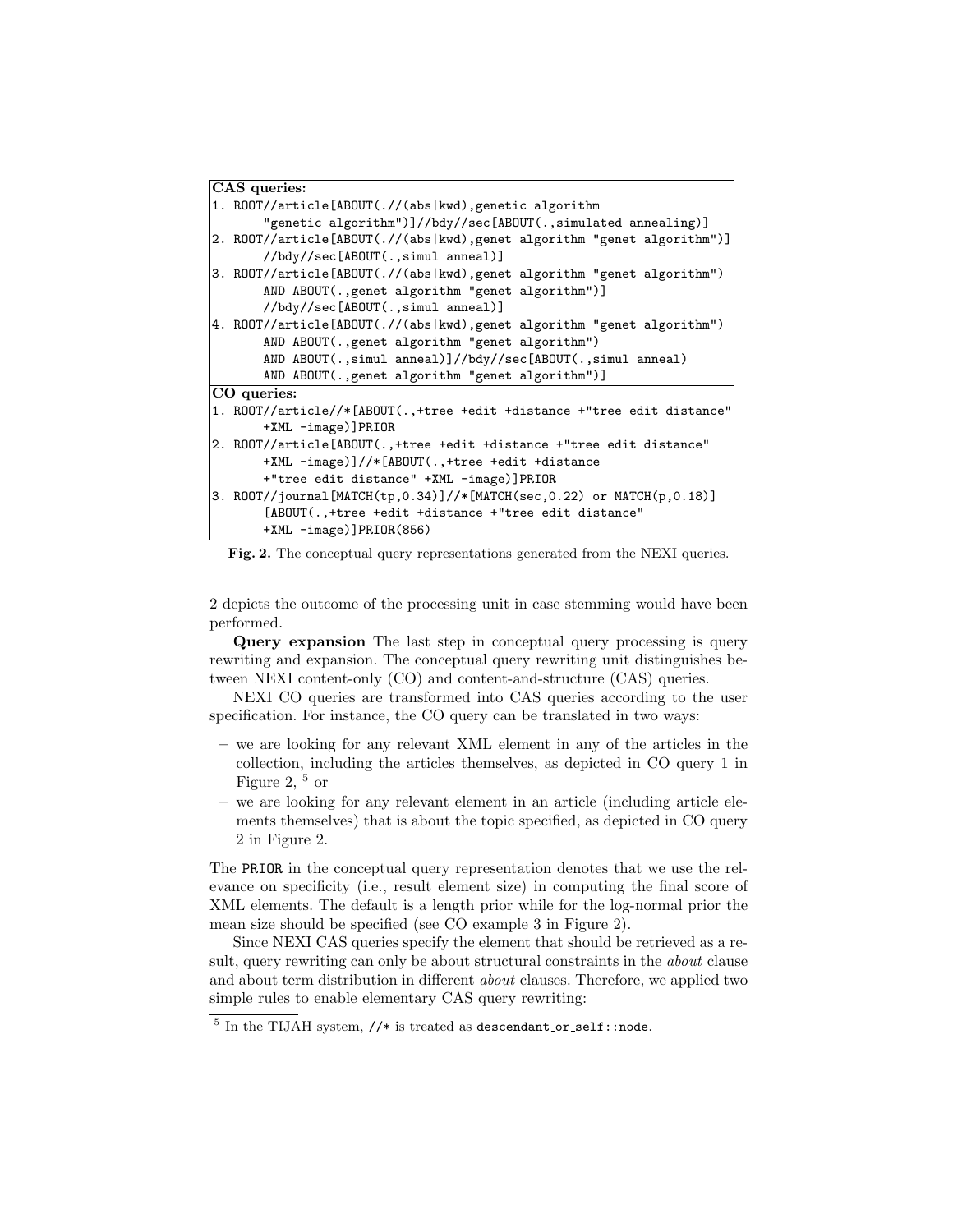```
CAS queries:
1. ROOT//article[ABOUT(.//(abs|kwd),genetic algorithm
       "genetic algorithm")]//bdy//sec[ABOUT(.,simulated annealing)]
2. ROOT//article[ABOUT(.//(abs|kwd),genet algorithm "genet algorithm")]
       //bdy//sec[ABOUT(.,simul anneal)]
3. ROOT//article[ABOUT(.//(abs|kwd),genet algorithm "genet algorithm")
       AND ABOUT(.,genet algorithm "genet algorithm")]
       //bdy//sec[ABOUT(.,simul anneal)]
4. ROOT//article[ABOUT(.//(abs|kwd),genet algorithm "genet algorithm")
       AND ABOUT(.,genet algorithm "genet algorithm")
       AND ABOUT(.,simul anneal)]//bdy//sec[ABOUT(.,simul anneal)
       AND ABOUT(.,genet algorithm "genet algorithm")]
CO queries:
1. ROOT//article//*[ABOUT(.,+tree +edit +distance +"tree edit distance"
       +XML -image)]PRIOR
2. ROOT//article[ABOUT(.,+tree +edit +distance +"tree edit distance"
       +XML -image)]//*[ABOUT(.,+tree +edit +distance
       +"tree edit distance" +XML -image)]PRIOR
3. ROOT//journal[MATCH(tp,0.34)]//*[MATCH(sec,0.22) or MATCH(p,0.18)]
       [ABOUT(.,+tree +edit +distance +"tree edit distance"
       +XML -image)]PRIOR(856)
```

**Fig. 2.** The conceptual query representations generated from the NEXI queries.

2 depicts the outcome of the processing unit in case stemming would have been performed.

**Query expansion** The last step in conceptual query processing is query rewriting and expansion. The conceptual query rewriting unit distinguishes between NEXI content-only (CO) and content-and-structure (CAS) queries.

NEXI CO queries are transformed into CAS queries according to the user specification. For instance, the CO query can be translated in two ways:

- we are looking for any relevant XML element in any of the articles in the collection, including the articles themselves, as depicted in CO query 1 in Figure 2, [5] or
- we are looking for any relevant element in an article (including article elements themselves) that is about the topic specified, as depicted in CO query 2 in Figure 2.

The `PRIOR` in the conceptual query representation denotes that we use the relevance on specificity (i.e., result element size) in computing the final score of XML elements. The default is a length prior while for the log-normal prior the mean size should be specified (see CO example 3 in Figure 2).

Since NEXI CAS queries specify the element that should be retrieved as a result, query rewriting can only be about structural constraints in the *about* clause and about term distribution in different *about* clauses. Therefore, we applied two simple rules to enable elementary CAS query rewriting:

[5] In the TIJAH system, `//*` is treated as `descendant_or_self::node`.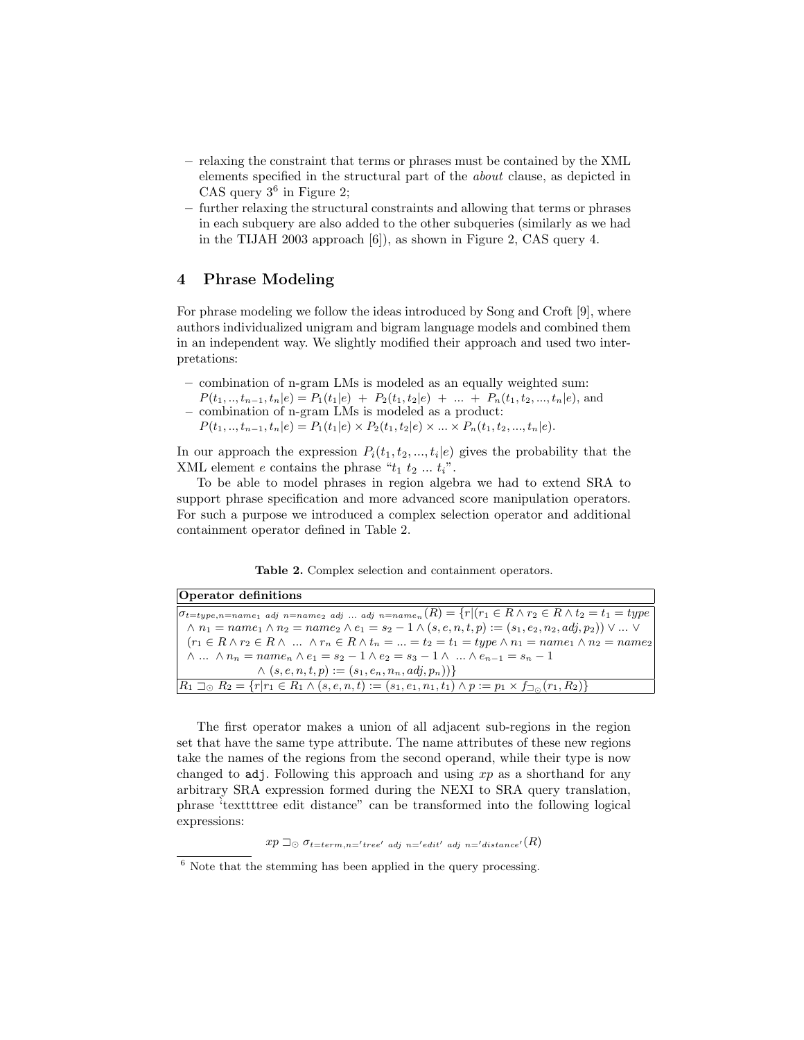– relaxing the constraint that terms or phrases must be contained by the XML elements specified in the structural part of the *about* clause, as depicted in CAS query 3[6] in Figure 2;
– further relaxing the structural constraints and allowing that terms or phrases in each subquery are also added to the other subqueries (similarly as we had in the TIJAH 2003 approach [6]), as shown in Figure 2, CAS query 4.

## 4 Phrase Modeling

For phrase modeling we follow the ideas introduced by Song and Croft [9], where authors individualized unigram and bigram language models and combined them in an independent way. We slightly modified their approach and used two interpretations:

– combination of n-gram LMs is modeled as an equally weighted sum: $P(t_1, .., t_{n-1}, t_n|e) = P_1(t_1|e) + P_2(t_1, t_2|e) + ... + P_n(t_1, t_2, ..., t_n|e)$, and
– combination of n-gram LMs is modeled as a product: $P(t_1, .., t_{n-1}, t_n|e) = P_1(t_1|e) \times P_2(t_1, t_2|e) \times ... \times P_n(t_1, t_2, ..., t_n|e)$.

In our approach the expression $P_i(t_1, t_2, ..., t_i|e)$ gives the probability that the XML element $e$ contains the phrase "$t_1$ $t_2$ ... $t_i$".

To be able to model phrases in region algebra we had to extend SRA to support phrase specification and more advanced score manipulation operators. For such a purpose we introduced a complex selection operator and additional containment operator defined in Table 2.

**Table 2.** Complex selection and containment operators.

| Operator definitions |
|---|
| $\sigma_{t=type, n=name_1 \ adj \ n=name_2 \ adj \ ... \ adj \ n=name_n}(R) = \{r \mid (r_1 \in R \wedge r_2 \in R \wedge t_2 = t_1 = type \wedge n_1 = name_1 \wedge n_2 = name_2 \wedge e_1 = s_2 - 1 \wedge (s, e, n, t, p) := (s_1, e_2, n_2, adj, p_2)) \vee ... \vee (r_1 \in R \wedge r_2 \in R \wedge \ ... \ \wedge r_n \in R \wedge t_n = ... = t_2 = t_1 = type \wedge n_1 = name_1 \wedge n_2 = name_2 \wedge ... \wedge n_n = name_n \wedge e_1 = s_2 - 1 \wedge e_2 = s_3 - 1 \wedge \ ... \wedge e_{n-1} = s_n - 1 \wedge (s, e, n, t, p) := (s_1, e_n, n_n, adj, p_n))\}$ |
| $R_1 \sqsupset_{\odot} R_2 = \{r \mid r_1 \in R_1 \wedge (s, e, n, t) := (s_1, e_1, n_1, t_1) \wedge p := p_1 \times f_{\sqsupset_{\odot}}(r_1, R_2)\}$ |

The first operator makes a union of all adjacent sub-regions in the region set that have the same type attribute. The name attributes of these new regions take the names of the regions from the second operand, while their type is now changed to `adj`. Following this approach and using $xp$ as a shorthand for any arbitrary SRA expression formed during the NEXI to SRA query translation, phrase "texttttree edit distance" can be transformed into the following logical expressions:

$$xp \sqsupset_{\odot} \sigma_{t=term, n='tree' \ adj \ n='edit' \ adj \ n='distance'}(R)$$

[6] Note that the stemming has been applied in the query processing.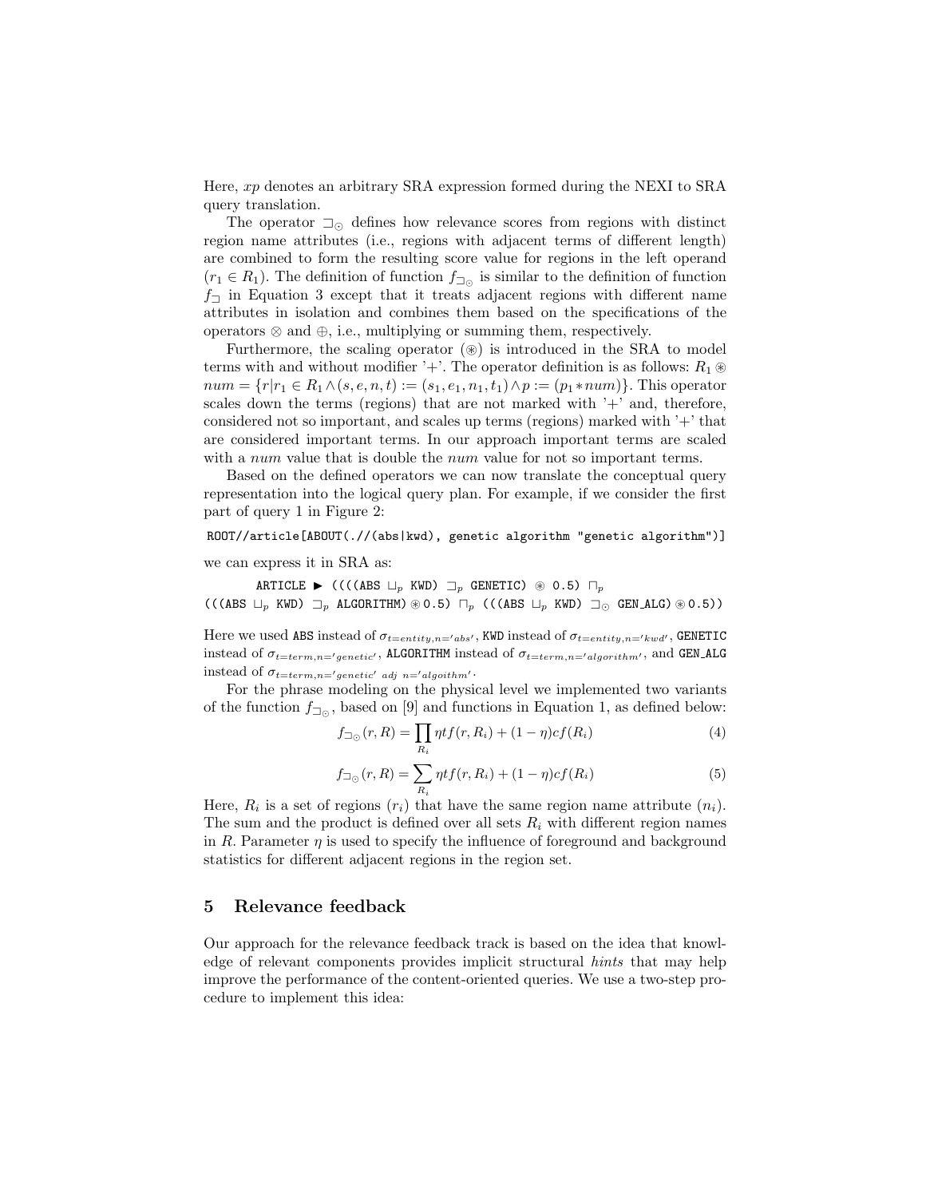Here, $xp$ denotes an arbitrary SRA expression formed during the NEXI to SRA query translation.

The operator $\sqsupset_{\odot}$ defines how relevance scores from regions with distinct region name attributes (i.e., regions with adjacent terms of different length) are combined to form the resulting score value for regions in the left operand ($r_1 \in R_1$). The definition of function $f_{\sqsupset_{\odot}}$ is similar to the definition of function $f_{\sqsupset}$ in Equation 3 except that it treats adjacent regions with different name attributes in isolation and combines them based on the specifications of the operators $\otimes$ and $\oplus$, i.e., multiplying or summing them, respectively.

Furthermore, the scaling operator ($\circledast$) is introduced in the SRA to model terms with and without modifier '+'. The operator definition is as follows: $R_1 \circledast num = \{r | r_1 \in R_1 \wedge (s, e, n, t) := (s_1, e_1, n_1, t_1) \wedge p := (p_1 * num)\}$. This operator scales down the terms (regions) that are not marked with '+' and, therefore, considered not so important, and scales up terms (regions) marked with '+' that are considered important terms. In our approach important terms are scaled with a $num$ value that is double the $num$ value for not so important terms.

Based on the defined operators we can now translate the conceptual query representation into the logical query plan. For example, if we consider the first part of query 1 in Figure 2:

```
ROOT//article[ABOUT(.//(abs|kwd), genetic algorithm "genetic algorithm")]
```

we can express it in SRA as:

$$\texttt{ARTICLE} \blacktriangleright ((((\texttt{ABS} \sqcup_p \texttt{KWD}) \sqsupset_p \texttt{GENETIC}) \circledast 0.5) \sqcap_p$$
$$(((\texttt{ABS} \sqcup_p \texttt{KWD}) \sqsupset_p \texttt{ALGORITHM}) \circledast 0.5) \sqcap_p (((\texttt{ABS} \sqcup_p \texttt{KWD}) \sqsupset_{\odot} \texttt{GEN\_ALG}) \circledast 0.5))$$

Here we used ABS instead of $\sigma_{t=entity,n='abs'}$, KWD instead of $\sigma_{t=entity,n='kwd'}$, GENETIC instead of $\sigma_{t=term,n='genetic'}$, ALGORITHM instead of $\sigma_{t=term,n='algorithm'}$, and GEN_ALG instead of $\sigma_{t=term,n='genetic'\ adj\ n='algoithm'}$.

For the phrase modeling on the physical level we implemented two variants of the function $f_{\sqsupset_{\odot}}$, based on [9] and functions in Equation 1, as defined below:

$$f_{\sqsupset_{\odot}}(r, R) = \prod_{R_i} \eta tf(r, R_i) + (1 - \eta)cf(R_i) \tag{4}$$

$$f_{\sqsupset_{\odot}}(r, R) = \sum_{R_i} \eta tf(r, R_i) + (1 - \eta)cf(R_i) \tag{5}$$

Here, $R_i$ is a set of regions ($r_i$) that have the same region name attribute ($n_i$). The sum and the product is defined over all sets $R_i$ with different region names in $R$. Parameter $\eta$ is used to specify the influence of foreground and background statistics for different adjacent regions in the region set.

## 5 Relevance feedback

Our approach for the relevance feedback track is based on the idea that knowledge of relevant components provides implicit structural *hints* that may help improve the performance of the content-oriented queries. We use a two-step procedure to implement this idea: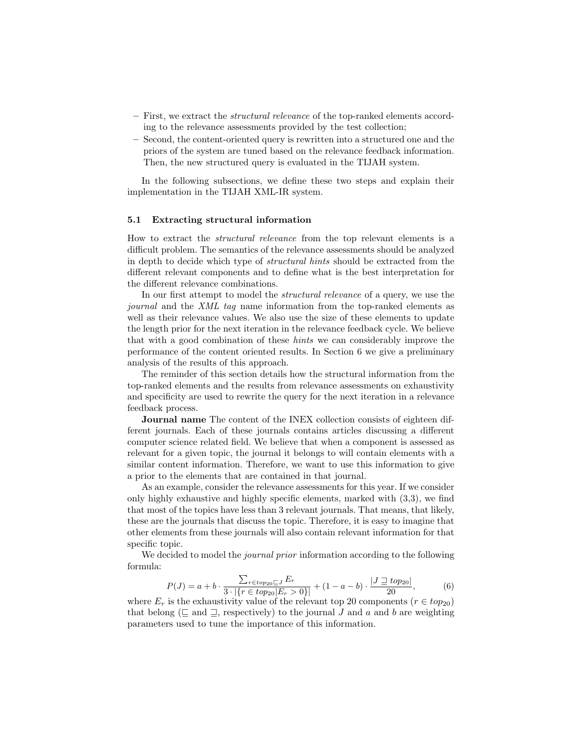- First, we extract the *structural relevance* of the top-ranked elements according to the relevance assessments provided by the test collection;
- Second, the content-oriented query is rewritten into a structured one and the priors of the system are tuned based on the relevance feedback information. Then, the new structured query is evaluated in the TIJAH system.

In the following subsections, we define these two steps and explain their implementation in the TIJAH XML-IR system.

### 5.1 Extracting structural information

How to extract the *structural relevance* from the top relevant elements is a difficult problem. The semantics of the relevance assessments should be analyzed in depth to decide which type of *structural hints* should be extracted from the different relevant components and to define what is the best interpretation for the different relevance combinations.

In our first attempt to model the *structural relevance* of a query, we use the *journal* and the *XML tag* name information from the top-ranked elements as well as their relevance values. We also use the size of these elements to update the length prior for the next iteration in the relevance feedback cycle. We believe that with a good combination of these *hints* we can considerably improve the performance of the content oriented results. In Section 6 we give a preliminary analysis of the results of this approach.

The reminder of this section details how the structural information from the top-ranked elements and the results from relevance assessments on exhaustivity and specificity are used to rewrite the query for the next iteration in a relevance feedback process.

**Journal name** The content of the INEX collection consists of eighteen different journals. Each of these journals contains articles discussing a different computer science related field. We believe that when a component is assessed as relevant for a given topic, the journal it belongs to will contain elements with a similar content information. Therefore, we want to use this information to give a prior to the elements that are contained in that journal.

As an example, consider the relevance assessments for this year. If we consider only highly exhaustive and highly specific elements, marked with (3,3), we find that most of the topics have less than 3 relevant journals. That means, that likely, these are the journals that discuss the topic. Therefore, it is easy to imagine that other elements from these journals will also contain relevant information for that specific topic.

We decided to model the *journal prior* information according to the following formula:

$$P(J) = a + b \cdot \frac{\sum_{r \in top_{20} \sqsubseteq J} E_r}{3 \cdot |\{r \in top_{20} | E_r > 0\}|} + (1 - a - b) \cdot \frac{|J \sqsupseteq top_{20}|}{20}, \tag{6}$$

where $E_r$ is the exhaustivity value of the relevant top 20 components ($r \in top_{20}$) that belong ($\sqsubseteq$ and $\sqsupseteq$, respectively) to the journal $J$ and $a$ and $b$ are weighting parameters used to tune the importance of this information.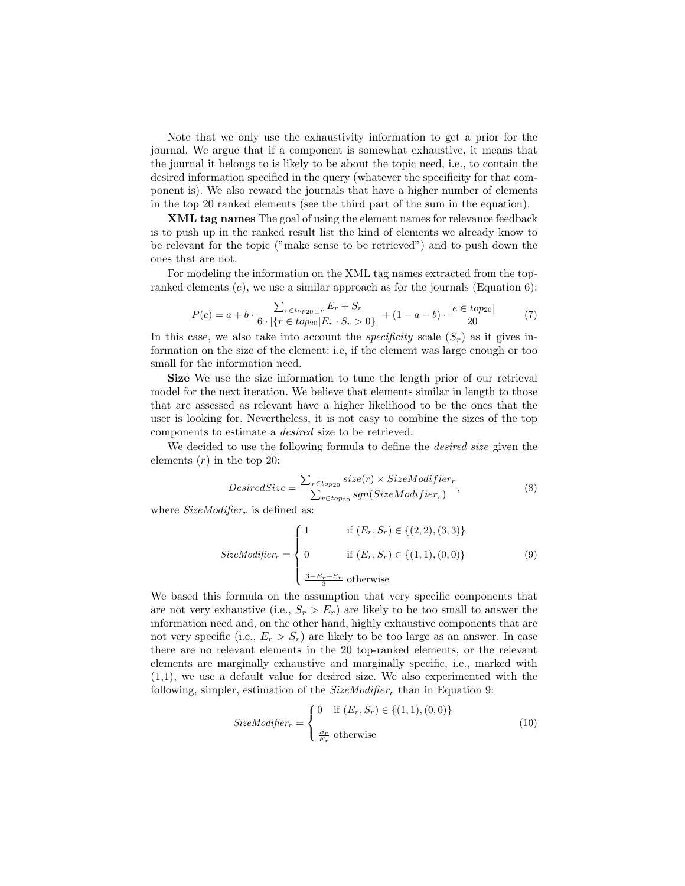Note that we only use the exhaustivity information to get a prior for the journal. We argue that if a component is somewhat exhaustive, it means that the journal it belongs to is likely to be about the topic need, i.e., to contain the desired information specified in the query (whatever the specificity for that component is). We also reward the journals that have a higher number of elements in the top 20 ranked elements (see the third part of the sum in the equation).

**XML tag names** The goal of using the element names for relevance feedback is to push up in the ranked result list the kind of elements we already know to be relevant for the topic ("make sense to be retrieved") and to push down the ones that are not.

For modeling the information on the XML tag names extracted from the top-ranked elements ($e$), we use a similar approach as for the journals (Equation 6):

$$P(e) = a + b \cdot \frac{\sum_{r \in top_{20} \sqsubseteq e} E_r + S_r}{6 \cdot |\{r \in top_{20} | E_r \cdot S_r > 0\}|} + (1 - a - b) \cdot \frac{|e \in top_{20}|}{20} \qquad (7)$$

In this case, we also take into account the *specificity* scale ($S_r$) as it gives information on the size of the element: i.e, if the element was large enough or too small for the information need.

**Size** We use the size information to tune the length prior of our retrieval model for the next iteration. We believe that elements similar in length to those that are assessed as relevant have a higher likelihood to be the ones that the user is looking for. Nevertheless, it is not easy to combine the sizes of the top components to estimate a *desired* size to be retrieved.

We decided to use the following formula to define the *desired size* given the elements ($r$) in the top 20:

$$DesiredSize = \frac{\sum_{r \in top_{20}} size(r) \times SizeModifier_r}{\sum_{r \in top_{20}} sgn(SizeModifier_r)}, \qquad (8)$$

where $SizeModifier_r$ is defined as:

$$SizeModifier_r = \begin{cases} 1 & \text{if } (E_r, S_r) \in \{(2,2),(3,3)\} \\ 0 & \text{if } (E_r, S_r) \in \{(1,1),(0,0)\} \\ \frac{3 - E_r + S_r}{3} & \text{otherwise} \end{cases} \qquad (9)$$

We based this formula on the assumption that very specific components that are not very exhaustive (i.e., $S_r > E_r$) are likely to be too small to answer the information need and, on the other hand, highly exhaustive components that are not very specific (i.e., $E_r > S_r$) are likely to be too large as an answer. In case there are no relevant elements in the 20 top-ranked elements, or the relevant elements are marginally exhaustive and marginally specific, i.e., marked with (1,1), we use a default value for desired size. We also experimented with the following, simpler, estimation of the $SizeModifier_r$ than in Equation 9:

$$SizeModifier_r = \begin{cases} 0 & \text{if } (E_r, S_r) \in \{(1,1),(0,0)\} \\ \frac{S_r}{E_r} & \text{otherwise} \end{cases} \qquad (10)$$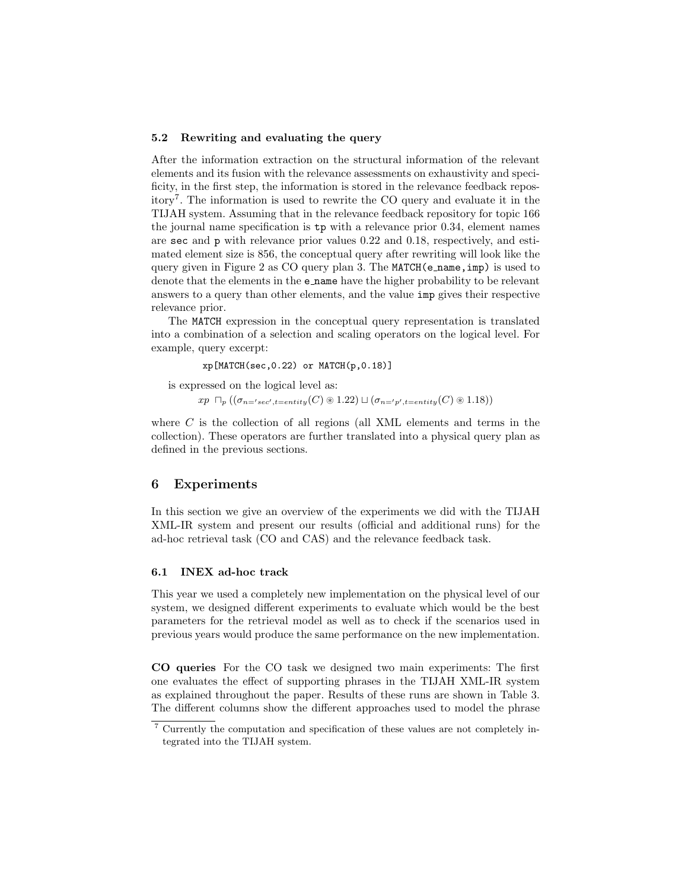### 5.2 Rewriting and evaluating the query

After the information extraction on the structural information of the relevant elements and its fusion with the relevance assessments on exhaustivity and specificity, in the first step, the information is stored in the relevance feedback repository[7]. The information is used to rewrite the CO query and evaluate it in the TIJAH system. Assuming that in the relevance feedback repository for topic 166 the journal name specification is `tp` with a relevance prior 0.34, element names are `sec` and `p` with relevance prior values 0.22 and 0.18, respectively, and estimated element size is 856, the conceptual query after rewriting will look like the query given in Figure 2 as CO query plan 3. The `MATCH(e_name,imp)` is used to denote that the elements in the `e_name` have the higher probability to be relevant answers to a query than other elements, and the value `imp` gives their respective relevance prior.

The `MATCH` expression in the conceptual query representation is translated into a combination of a selection and scaling operators on the logical level. For example, query excerpt:

```
xp[MATCH(sec,0.22) or MATCH(p,0.18)]
```

is expressed on the logical level as:

$$xp \ \sqcap_p ((\sigma_{n='sec',t=entity}(C) \circledast 1.22) \sqcup (\sigma_{n='p',t=entity}(C) \circledast 1.18))$$

where $C$ is the collection of all regions (all XML elements and terms in the collection). These operators are further translated into a physical query plan as defined in the previous sections.

## 6 Experiments

In this section we give an overview of the experiments we did with the TIJAH XML-IR system and present our results (official and additional runs) for the ad-hoc retrieval task (CO and CAS) and the relevance feedback task.

### 6.1 INEX ad-hoc track

This year we used a completely new implementation on the physical level of our system, we designed different experiments to evaluate which would be the best parameters for the retrieval model as well as to check if the scenarios used in previous years would produce the same performance on the new implementation.

**CO queries** For the CO task we designed two main experiments: The first one evaluates the effect of supporting phrases in the TIJAH XML-IR system as explained throughout the paper. Results of these runs are shown in Table 3. The different columns show the different approaches used to model the phrase

[7] Currently the computation and specification of these values are not completely integrated into the TIJAH system.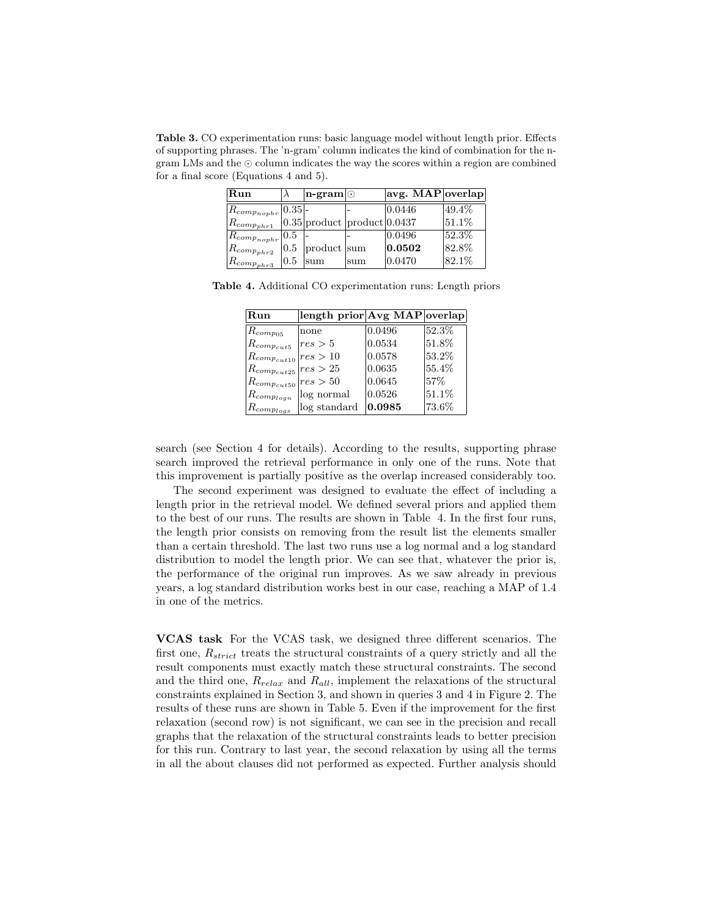**Table 3.** CO experimentation runs: basic language model without length prior. Effects of supporting phrases. The 'n-gram' column indicates the kind of combination for the n-gram LMs and the $\odot$ column indicates the way the scores within a region are combined for a final score (Equations 4 and 5).

| **Run** | $\lambda$ | **n-gram** | $\odot$ | **avg. MAP** | **overlap** |
|---|---|---|---|---|---|
| $R_{comp_{nophr}}$ | 0.35 | - | - | 0.0446 | 49.4% |
| $R_{comp_{phr1}}$ | 0.35 | product | product | 0.0437 | 51.1% |
| $R_{comp_{nophr}}$ | 0.5 | - | - | 0.0496 | 52.3% |
| $R_{comp_{phr2}}$ | 0.5 | product | sum | **0.0502** | 82.8% |
| $R_{comp_{phr3}}$ | 0.5 | sum | sum | 0.0470 | 82.1% |

**Table 4.** Additional CO experimentation runs: Length priors

| **Run** | **length prior** | **Avg MAP** | **overlap** |
|---|---|---|---|
| $R_{comp_{05}}$ | none | 0.0496 | 52.3% |
| $R_{comp_{cut5}}$ | $res > 5$ | 0.0534 | 51.8% |
| $R_{comp_{cut10}}$ | $res > 10$ | 0.0578 | 53.2% |
| $R_{comp_{cut25}}$ | $res > 25$ | 0.0635 | 55.4% |
| $R_{comp_{cut50}}$ | $res > 50$ | 0.0645 | 57% |
| $R_{comp_{logn}}$ | log normal | 0.0526 | 51.1% |
| $R_{comp_{logs}}$ | log standard | **0.0985** | 73.6% |

search (see Section 4 for details). According to the results, supporting phrase search improved the retrieval performance in only one of the runs. Note that this improvement is partially positive as the overlap increased considerably too.

The second experiment was designed to evaluate the effect of including a length prior in the retrieval model. We defined several priors and applied them to the best of our runs. The results are shown in Table 4. In the first four runs, the length prior consists on removing from the result list the elements smaller than a certain threshold. The last two runs use a log normal and a log standard distribution to model the length prior. We can see that, whatever the prior is, the performance of the original run improves. As we saw already in previous years, a log standard distribution works best in our case, reaching a MAP of 1.4 in one of the metrics.

**VCAS task** For the VCAS task, we designed three different scenarios. The first one, $R_{strict}$ treats the structural constraints of a query strictly and all the result components must exactly match these structural constraints. The second and the third one, $R_{relax}$ and $R_{all}$, implement the relaxations of the structural constraints explained in Section 3, and shown in queries 3 and 4 in Figure 2. The results of these runs are shown in Table 5. Even if the improvement for the first relaxation (second row) is not significant, we can see in the precision and recall graphs that the relaxation of the structural constraints leads to better precision for this run. Contrary to last year, the second relaxation by using all the terms in all the about clauses did not performed as expected. Further analysis should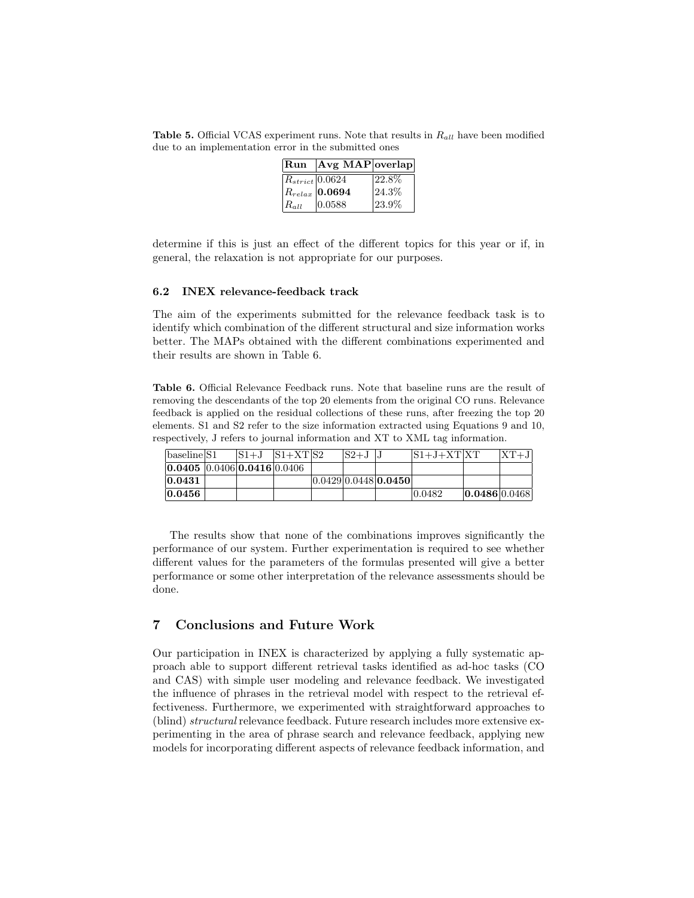**Table 5.** Official VCAS experiment runs. Note that results in $R_{all}$ have been modified due to an implementation error in the submitted ones

| **Run** | **Avg MAP** | **overlap** |
|---|---|---|
| $R_{strict}$ | 0.0624 | 22.8% |
| $R_{relax}$ | **0.0694** | 24.3% |
| $R_{all}$ | 0.0588 | 23.9% |

determine if this is just an effect of the different topics for this year or if, in general, the relaxation is not appropriate for our purposes.

### 6.2 INEX relevance-feedback track

The aim of the experiments submitted for the relevance feedback task is to identify which combination of the different structural and size information works better. The MAPs obtained with the different combinations experimented and their results are shown in Table 6.

**Table 6.** Official Relevance Feedback runs. Note that baseline runs are the result of removing the descendants of the top 20 elements from the original CO runs. Relevance feedback is applied on the residual collections of these runs, after freezing the top 20 elements. S1 and S2 refer to the size information extracted using Equations 9 and 10, respectively, J refers to journal information and XT to XML tag information.

| baseline | S1 | S1+J | S1+XT | S2 | S2+J | J | S1+J+XT | XT | XT+J |
|---|---|---|---|---|---|---|---|---|---|
| **0.0405** | 0.0406 | **0.0416** | 0.0406 | | | | | | |
| **0.0431** | | | | 0.0429 | 0.0448 | **0.0450** | | | |
| **0.0456** | | | | | | | 0.0482 | **0.0486** | 0.0468 |

The results show that none of the combinations improves significantly the performance of our system. Further experimentation is required to see whether different values for the parameters of the formulas presented will give a better performance or some other interpretation of the relevance assessments should be done.

## 7 Conclusions and Future Work

Our participation in INEX is characterized by applying a fully systematic approach able to support different retrieval tasks identified as ad-hoc tasks (CO and CAS) with simple user modeling and relevance feedback. We investigated the influence of phrases in the retrieval model with respect to the retrieval effectiveness. Furthermore, we experimented with straightforward approaches to (blind) *structural* relevance feedback. Future research includes more extensive experimenting in the area of phrase search and relevance feedback, applying new models for incorporating different aspects of relevance feedback information, and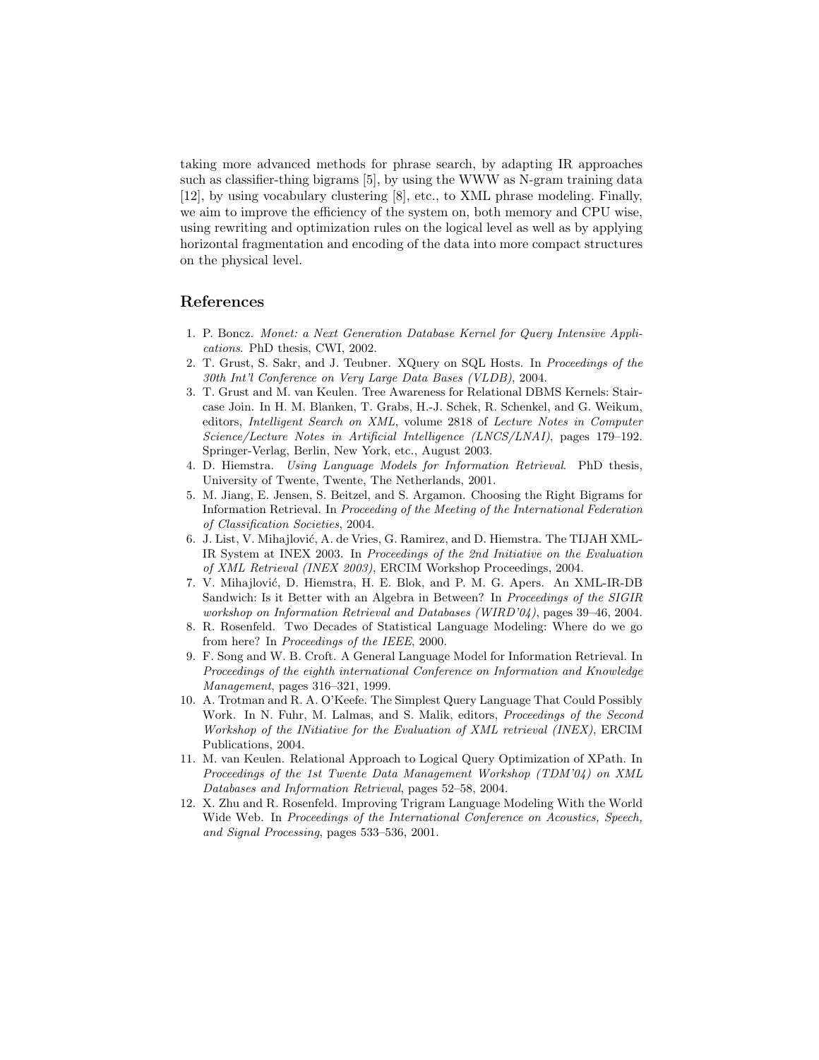taking more advanced methods for phrase search, by adapting IR approaches such as classifier-thing bigrams [5], by using the WWW as N-gram training data [12], by using vocabulary clustering [8], etc., to XML phrase modeling. Finally, we aim to improve the efficiency of the system on, both memory and CPU wise, using rewriting and optimization rules on the logical level as well as by applying horizontal fragmentation and encoding of the data into more compact structures on the physical level.

## References

1. P. Boncz. *Monet: a Next Generation Database Kernel for Query Intensive Applications*. PhD thesis, CWI, 2002.
2. T. Grust, S. Sakr, and J. Teubner. XQuery on SQL Hosts. In *Proceedings of the 30th Int'l Conference on Very Large Data Bases (VLDB)*, 2004.
3. T. Grust and M. van Keulen. Tree Awareness for Relational DBMS Kernels: Staircase Join. In H. M. Blanken, T. Grabs, H.-J. Schek, R. Schenkel, and G. Weikum, editors, *Intelligent Search on XML*, volume 2818 of *Lecture Notes in Computer Science/Lecture Notes in Artificial Intelligence (LNCS/LNAI)*, pages 179–192. Springer-Verlag, Berlin, New York, etc., August 2003.
4. D. Hiemstra. *Using Language Models for Information Retrieval*. PhD thesis, University of Twente, Twente, The Netherlands, 2001.
5. M. Jiang, E. Jensen, S. Beitzel, and S. Argamon. Choosing the Right Bigrams for Information Retrieval. In *Proceeding of the Meeting of the International Federation of Classification Societies*, 2004.
6. J. List, V. Mihajlović, A. de Vries, G. Ramirez, and D. Hiemstra. The TIJAH XML-IR System at INEX 2003. In *Proceedings of the 2nd Initiative on the Evaluation of XML Retrieval (INEX 2003)*, ERCIM Workshop Proceedings, 2004.
7. V. Mihajlović, D. Hiemstra, H. E. Blok, and P. M. G. Apers. An XML-IR-DB Sandwich: Is it Better with an Algebra in Between? In *Proceedings of the SIGIR workshop on Information Retrieval and Databases (WIRD'04)*, pages 39–46, 2004.
8. R. Rosenfeld. Two Decades of Statistical Language Modeling: Where do we go from here? In *Proceedings of the IEEE*, 2000.
9. F. Song and W. B. Croft. A General Language Model for Information Retrieval. In *Proceedings of the eighth international Conference on Information and Knowledge Management*, pages 316–321, 1999.
10. A. Trotman and R. A. O'Keefe. The Simplest Query Language That Could Possibly Work. In N. Fuhr, M. Lalmas, and S. Malik, editors, *Proceedings of the Second Workshop of the INitiative for the Evaluation of XML retrieval (INEX)*, ERCIM Publications, 2004.
11. M. van Keulen. Relational Approach to Logical Query Optimization of XPath. In *Proceedings of the 1st Twente Data Management Workshop (TDM'04) on XML Databases and Information Retrieval*, pages 52–58, 2004.
12. X. Zhu and R. Rosenfeld. Improving Trigram Language Modeling With the World Wide Web. In *Proceedings of the International Conference on Acoustics, Speech, and Signal Processing*, pages 533–536, 2001.